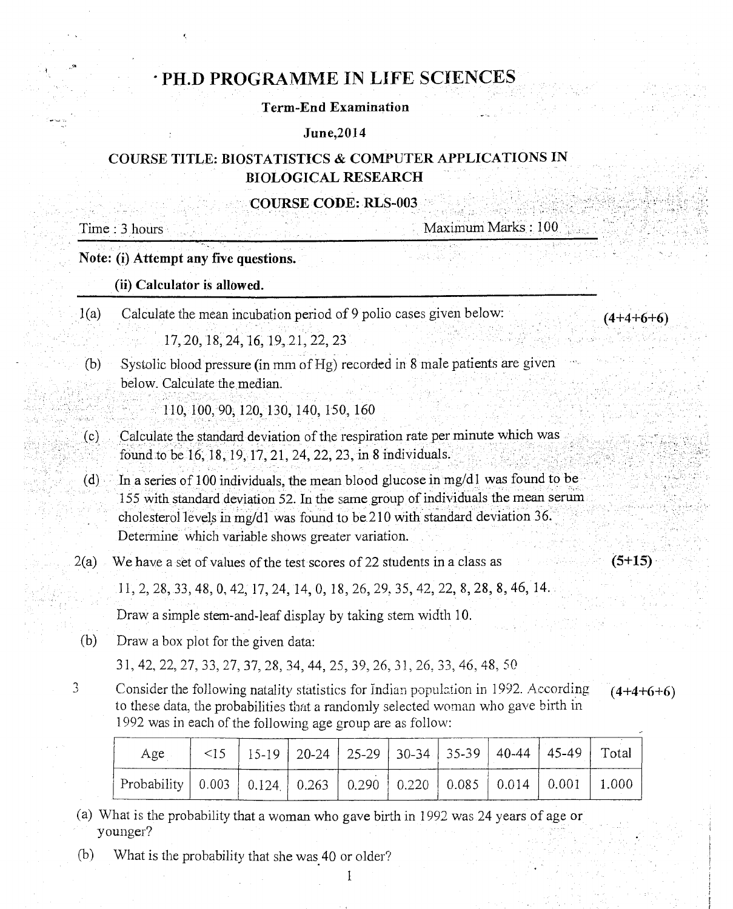# PH.D PROGRAMME IN LIFE SCIENCES

**Term-End Examination**

**June,2014**

**COURSE TITLE: BIOSTATISTICS & COMPUTER APPLICATIONS IN BIOLOGICAL RESEARCH**

**COURSE CODE: RLS-003**

Time : 3 hours Maximum Marks : 100

**Note: (i) Attempt any five questions.**

**(ii) Calculator is allowed.**

1(a) Calculate the mean incubation period of 9 polio cases given below: **(4+4+6+6)**

17, 20, 18, 24, 16, 19, 21, 22, 23

(b) Systolic blood pressure (in mm of Hg) recorded in 8 male patients are given below. Calculate the median.

110, 100, 90, 120, 130, 140, 150, 160

(c) Calculate the standard deviation of the respiration rate per minute which was found to be 16, 18, 19, 17, 21, 24, 22, 23, in 8 individuals.

(d) In a series of 100 individuals, the mean blood glucose in mg/dl was found to be 155 with standard deviation 52. In the same group of individuals the mean serum cholesterol levels in mg/dl was found to be 210 with standard deviation 36. Determine which variable shows greater variation.

2(a) We have a set of values of the test scores of 22 students in a class as **(5+15)**

11, 2, 28, 33, 48, 0, 42, 17, 24, 14, 0, 18, 26, 29, 35, 42, 22, 8, 28, 8, 46, 14.

Draw a simple stem-and-leaf display by taking stem width 10.

(b) Draw a box plot for the given data:

31, 42, 22, 27, 33, 27, 37, 28, 34, 44, 25, 39, 26, 31, 26, 33, 46, 48, 50

3 Consider the following natality statistics for Indian population in 1992. According to these data, the probabilities that a randomly selected woman who gave birth in 1992 was in each of the following age group are as follow: **(4+4+6+6)**

| Age | <15 | 15-19 | 20-24 | 25-29 | 30-34 | 35-39 | 40-44 | 45-49 | Total |
|---|---|---|---|---|---|---|---|---|---|
| Probability | 0.003 | 0.124 | 0.263 | 0.290 | 0.220 | 0.085 | 0.014 | 0.001 | 1.000 |

(a) What is the probability that a woman who gave birth in 1992 was 24 years of age or younger?

(b) What is the probability that she was 40 or older?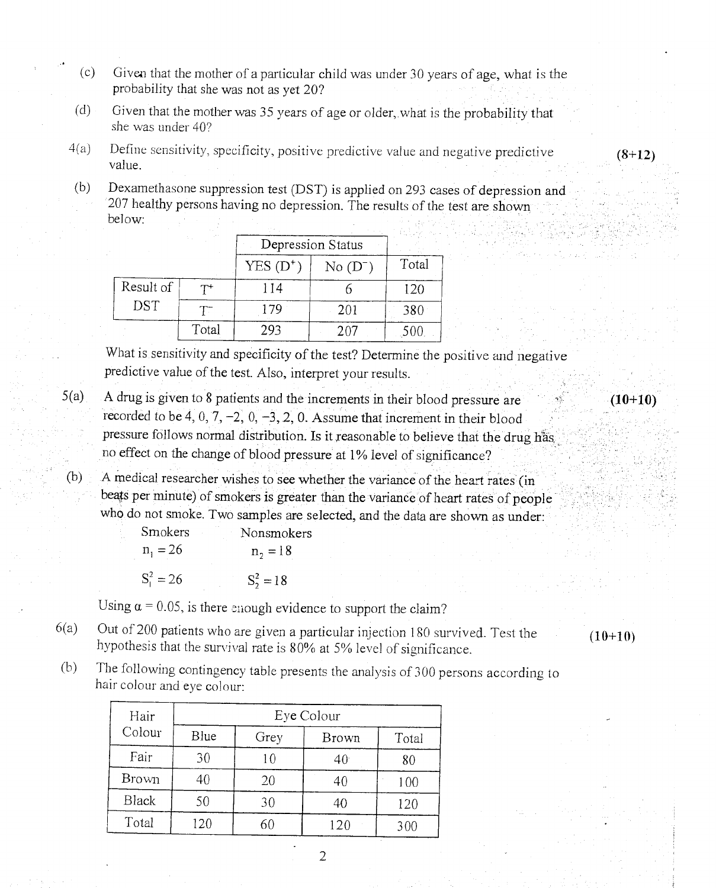(c) Given that the mother of a particular child was under 30 years of age, what is the probability that she was not as yet 20?

(d) Given that the mother was 35 years of age or older, what is the probability that she was under 40?

4(a) Define sensitivity, specificity, positive predictive value and negative predictive value. **(8+12)**

(b) Dexamethasone suppression test (DST) is applied on 293 cases of depression and 207 healthy persons having no depression. The results of the test are shown below:

| | | Depression Status | | |
|---|---|---|---|---|
| | | YES ($D^+$) | No ($D^-$) | Total |
| Result of DST | $T^+$ | 114 | 6 | 120 |
| | $T^-$ | 179 | 201 | 380 |
| | Total | 293 | 207 | 500 |

What is sensitivity and specificity of the test? Determine the positive and negative predictive value of the test. Also, interpret your results.

5(a) A drug is given to 8 patients and the increments in their blood pressure are recorded to be 4, 0, 7, −2, 0, −3, 2, 0. Assume that increment in their blood pressure follows normal distribution. Is it reasonable to believe that the drug has no effect on the change of blood pressure at 1% level of significance? **(10+10)**

(b) A medical researcher wishes to see whether the variance of the heart rates (in beats per minute) of smokers is greater than the variance of heart rates of people who do not smoke. Two samples are selected, and the data are shown as under:

| Smokers | Nonsmokers |
|---|---|
| $n_1 = 26$ | $n_2 = 18$ |
| $S_1^2 = 26$ | $S_2^2 = 18$ |

Using $\alpha = 0.05$, is there enough evidence to support the claim?

6(a) Out of 200 patients who are given a particular injection 180 survived. Test the hypothesis that the survival rate is 80% at 5% level of significance. **(10+10)**

(b) The following contingency table presents the analysis of 300 persons according to hair colour and eye colour:

| Hair Colour | Eye Colour | | | |
|---|---|---|---|---|
| | Blue | Grey | Brown | Total |
| Fair | 30 | 10 | 40 | 80 |
| Brown | 40 | 20 | 40 | 100 |
| Black | 50 | 30 | 40 | 120 |
| Total | 120 | 60 | 120 | 300 |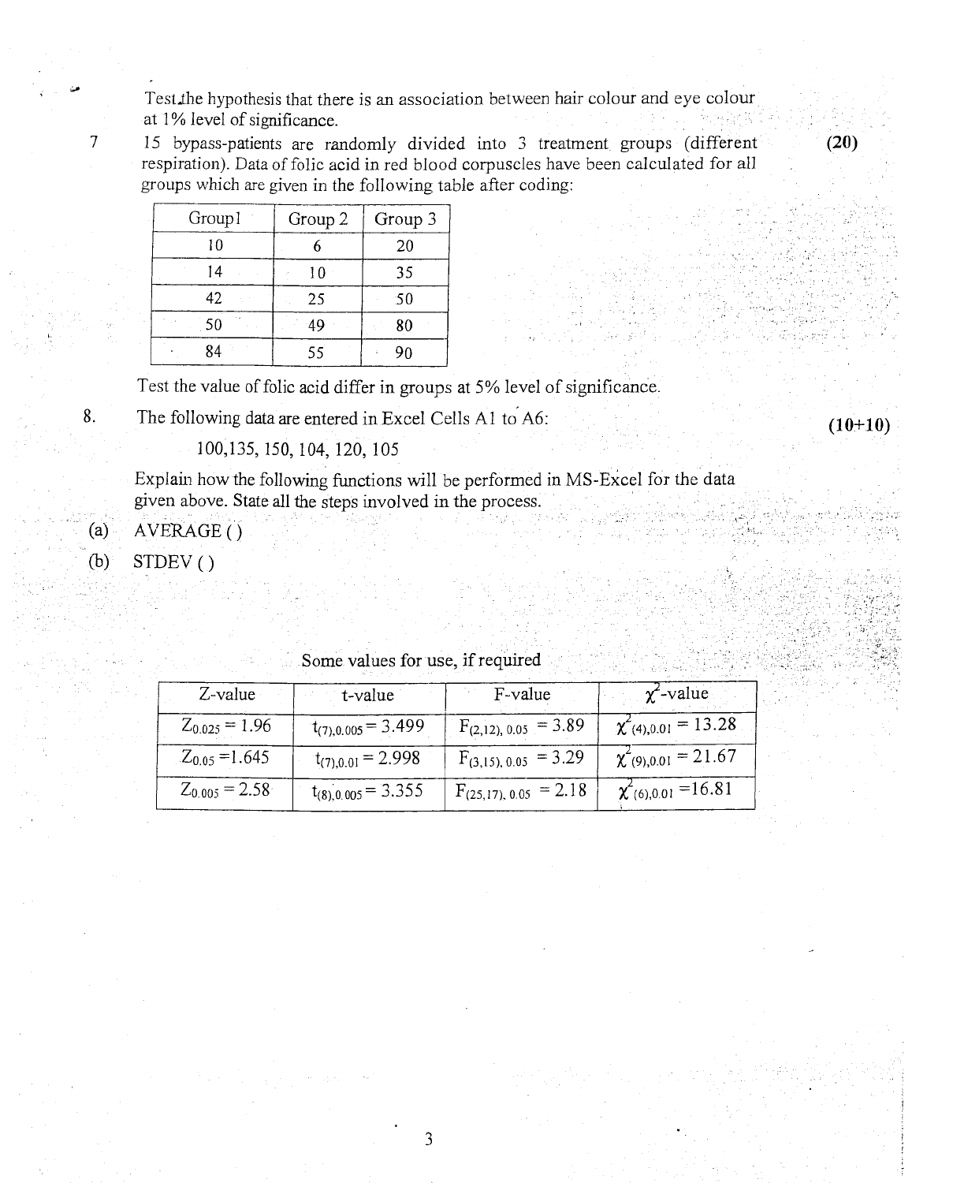Test the hypothesis that there is an association between hair colour and eye colour at 1% level of significance.

7 15 bypass-patients are randomly divided into 3 treatment groups (different respiration). Data of folic acid in red blood corpuscles have been calculated for all groups which are given in the following table after coding: **(20)**

| Group1 | Group 2 | Group 3 |
|---|---|---|
| 10 | 6 | 20 |
| 14 | 10 | 35 |
| 42 | 25 | 50 |
| 50 | 49 | 80 |
| 84 | 55 | 90 |

Test the value of folic acid differ in groups at 5% level of significance.

8. The following data are entered in Excel Cells A1 to A6: **(10+10)**

100,135, 150, 104, 120, 105

Explain how the following functions will be performed in MS-Excel for the data given above. State all the steps involved in the process.

(a) AVERAGE ( )

(b) STDEV ( )

Some values for use, if required

| Z-value | t-value | F-value | $\chi^2$-value |
|---|---|---|---|
| $Z_{0.025} = 1.96$ | $t_{(7),0.005} = 3.499$ | $F_{(2,12),\ 0.05} = 3.89$ | $\chi^2_{(4),0.01} = 13.28$ |
| $Z_{0.05} = 1.645$ | $t_{(7),0.01} = 2.998$ | $F_{(3,15),\ 0.05} = 3.29$ | $\chi^2_{(9),0.01} = 21.67$ |
| $Z_{0.005} = 2.58$ | $t_{(8),0.005} = 3.355$ | $F_{(25,17),\ 0.05} = 2.18$ | $\chi^2_{(6),0.01} = 16.81$ |